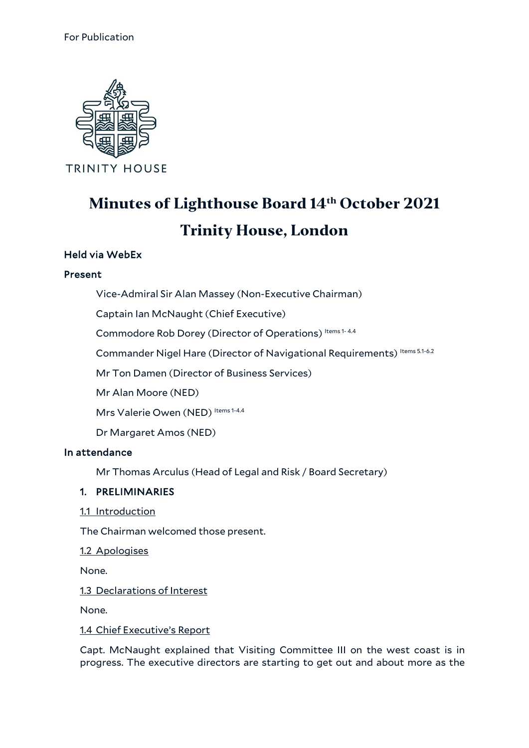For Publication

TRINITY HOUSE

# Minutes of Lighthouse Board 14th October 2021

## Trinity House, London

**Held via WebEx**

**Present**

Vice-Admiral Sir Alan Massey (Non-Executive Chairman)

Captain Ian McNaught (Chief Executive)

Commodore Rob Dorey (Director of Operations) Items 1- 4.4

Commander Nigel Hare (Director of Navigational Requirements) Items 5.1-6.2

Mr Ton Damen (Director of Business Services)

Mr Alan Moore (NED)

Mrs Valerie Owen (NED) Items 1-4.4

Dr Margaret Amos (NED)

**In attendance**

Mr Thomas Arculus (Head of Legal and Risk / Board Secretary)

1. **PRELIMINARIES**

<u>1.1 Introduction</u>

The Chairman welcomed those present.

<u>1.2 Apologises</u>

None.

<u>1.3 Declarations of Interest</u>

None.

<u>1.4 Chief Executive's Report</u>

Capt. McNaught explained that Visiting Committee III on the west coast is in progress. The executive directors are starting to get out and about more as the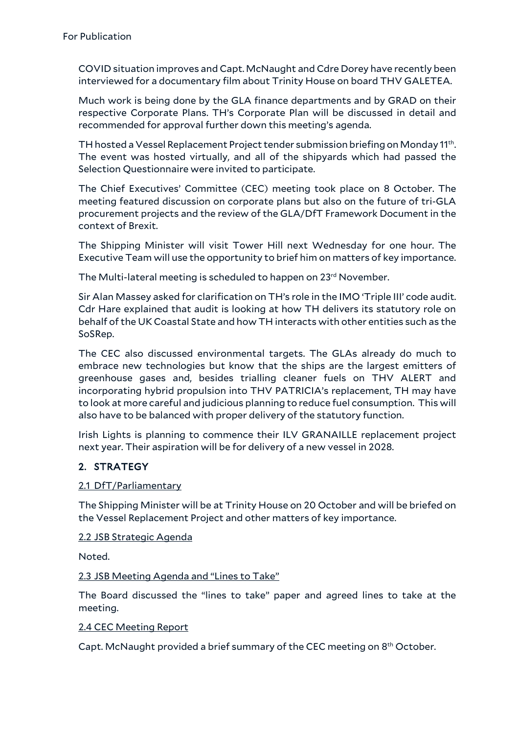COVID situation improves and Capt. McNaught and Cdre Dorey have recently been interviewed for a documentary film about Trinity House on board THV GALETEA.

Much work is being done by the GLA finance departments and by GRAD on their respective Corporate Plans. TH's Corporate Plan will be discussed in detail and recommended for approval further down this meeting's agenda.

TH hosted a Vessel Replacement Project tender submission briefing on Monday 11th. The event was hosted virtually, and all of the shipyards which had passed the Selection Questionnaire were invited to participate.

The Chief Executives' Committee (CEC) meeting took place on 8 October. The meeting featured discussion on corporate plans but also on the future of tri-GLA procurement projects and the review of the GLA/DfT Framework Document in the context of Brexit.

The Shipping Minister will visit Tower Hill next Wednesday for one hour. The Executive Team will use the opportunity to brief him on matters of key importance.

The Multi-lateral meeting is scheduled to happen on 23rd November.

Sir Alan Massey asked for clarification on TH's role in the IMO 'Triple III' code audit. Cdr Hare explained that audit is looking at how TH delivers its statutory role on behalf of the UK Coastal State and how TH interacts with other entities such as the SoSRep.

The CEC also discussed environmental targets. The GLAs already do much to embrace new technologies but know that the ships are the largest emitters of greenhouse gases and, besides trialling cleaner fuels on THV ALERT and incorporating hybrid propulsion into THV PATRICIA's replacement, TH may have to look at more careful and judicious planning to reduce fuel consumption. This will also have to be balanced with proper delivery of the statutory function.

Irish Lights is planning to commence their ILV GRANAILLE replacement project next year. Their aspiration will be for delivery of a new vessel in 2028.

## 2. STRATEGY

### 2.1 DfT/Parliamentary

The Shipping Minister will be at Trinity House on 20 October and will be briefed on the Vessel Replacement Project and other matters of key importance.

### 2.2 JSB Strategic Agenda

Noted.

### 2.3 JSB Meeting Agenda and "Lines to Take"

The Board discussed the "lines to take" paper and agreed lines to take at the meeting.

### 2.4 CEC Meeting Report

Capt. McNaught provided a brief summary of the CEC meeting on 8th October.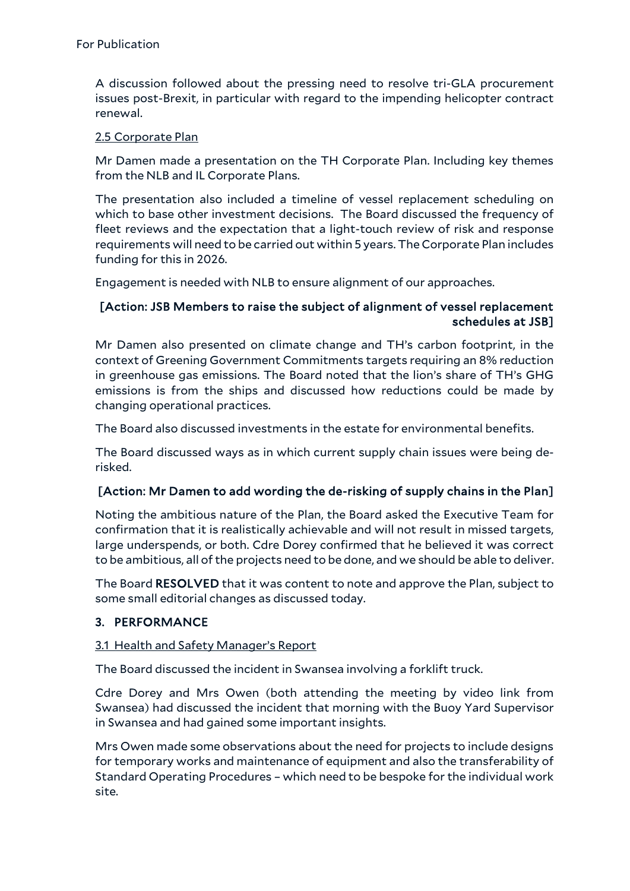For Publication

A discussion followed about the pressing need to resolve tri-GLA procurement issues post-Brexit, in particular with regard to the impending helicopter contract renewal.

2.5 Corporate Plan

Mr Damen made a presentation on the TH Corporate Plan. Including key themes from the NLB and IL Corporate Plans.

The presentation also included a timeline of vessel replacement scheduling on which to base other investment decisions. The Board discussed the frequency of fleet reviews and the expectation that a light-touch review of risk and response requirements will need to be carried out within 5 years. The Corporate Plan includes funding for this in 2026.

Engagement is needed with NLB to ensure alignment of our approaches.

**[Action: JSB Members to raise the subject of alignment of vessel replacement schedules at JSB]**

Mr Damen also presented on climate change and TH's carbon footprint, in the context of Greening Government Commitments targets requiring an 8% reduction in greenhouse gas emissions. The Board noted that the lion's share of TH's GHG emissions is from the ships and discussed how reductions could be made by changing operational practices.

The Board also discussed investments in the estate for environmental benefits.

The Board discussed ways as in which current supply chain issues were being de-risked.

**[Action: Mr Damen to add wording the de-risking of supply chains in the Plan]**

Noting the ambitious nature of the Plan, the Board asked the Executive Team for confirmation that it is realistically achievable and will not result in missed targets, large underspends, or both. Cdre Dorey confirmed that he believed it was correct to be ambitious, all of the projects need to be done, and we should be able to deliver.

The Board **RESOLVED** that it was content to note and approve the Plan, subject to some small editorial changes as discussed today.

## 3. PERFORMANCE

3.1 Health and Safety Manager's Report

The Board discussed the incident in Swansea involving a forklift truck.

Cdre Dorey and Mrs Owen (both attending the meeting by video link from Swansea) had discussed the incident that morning with the Buoy Yard Supervisor in Swansea and had gained some important insights.

Mrs Owen made some observations about the need for projects to include designs for temporary works and maintenance of equipment and also the transferability of Standard Operating Procedures – which need to be bespoke for the individual work site.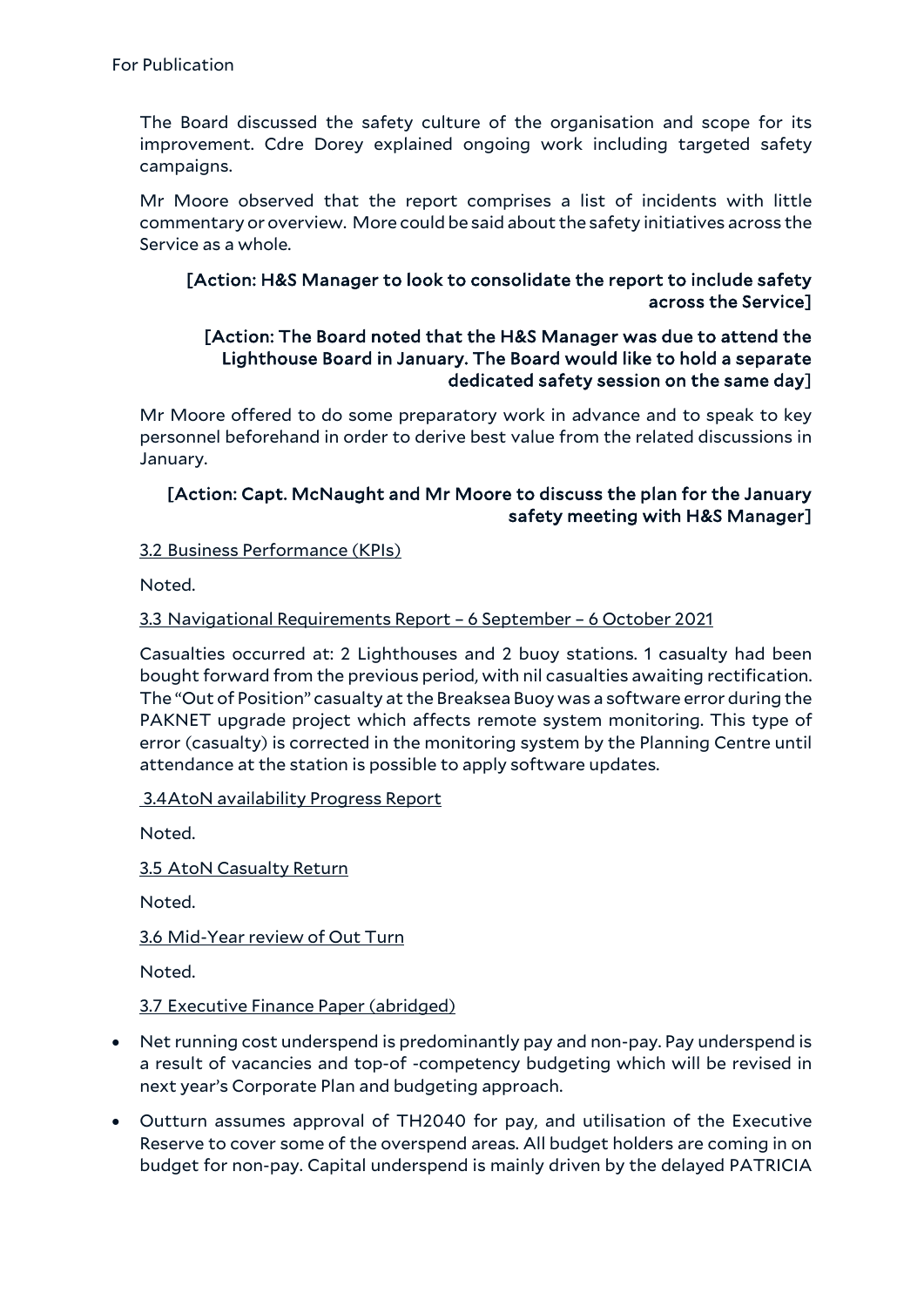For Publication

The Board discussed the safety culture of the organisation and scope for its improvement. Cdre Dorey explained ongoing work including targeted safety campaigns.

Mr Moore observed that the report comprises a list of incidents with little commentary or overview. More could be said about the safety initiatives across the Service as a whole.

**[Action: H&S Manager to look to consolidate the report to include safety across the Service]**

**[Action: The Board noted that the H&S Manager was due to attend the Lighthouse Board in January. The Board would like to hold a separate dedicated safety session on the same day]**

Mr Moore offered to do some preparatory work in advance and to speak to key personnel beforehand in order to derive best value from the related discussions in January.

**[Action: Capt. McNaught and Mr Moore to discuss the plan for the January safety meeting with H&S Manager]**

3.2 Business Performance (KPIs)

Noted.

3.3 Navigational Requirements Report – 6 September – 6 October 2021

Casualties occurred at: 2 Lighthouses and 2 buoy stations. 1 casualty had been bought forward from the previous period, with nil casualties awaiting rectification. The "Out of Position" casualty at the Breaksea Buoy was a software error during the PAKNET upgrade project which affects remote system monitoring. This type of error (casualty) is corrected in the monitoring system by the Planning Centre until attendance at the station is possible to apply software updates.

3.4AtoN availability Progress Report

Noted.

3.5 AtoN Casualty Return

Noted.

3.6 Mid-Year review of Out Turn

Noted.

3.7 Executive Finance Paper (abridged)

- Net running cost underspend is predominantly pay and non-pay. Pay underspend is a result of vacancies and top-of -competency budgeting which will be revised in next year's Corporate Plan and budgeting approach.
- Outturn assumes approval of TH2040 for pay, and utilisation of the Executive Reserve to cover some of the overspend areas. All budget holders are coming in on budget for non-pay. Capital underspend is mainly driven by the delayed PATRICIA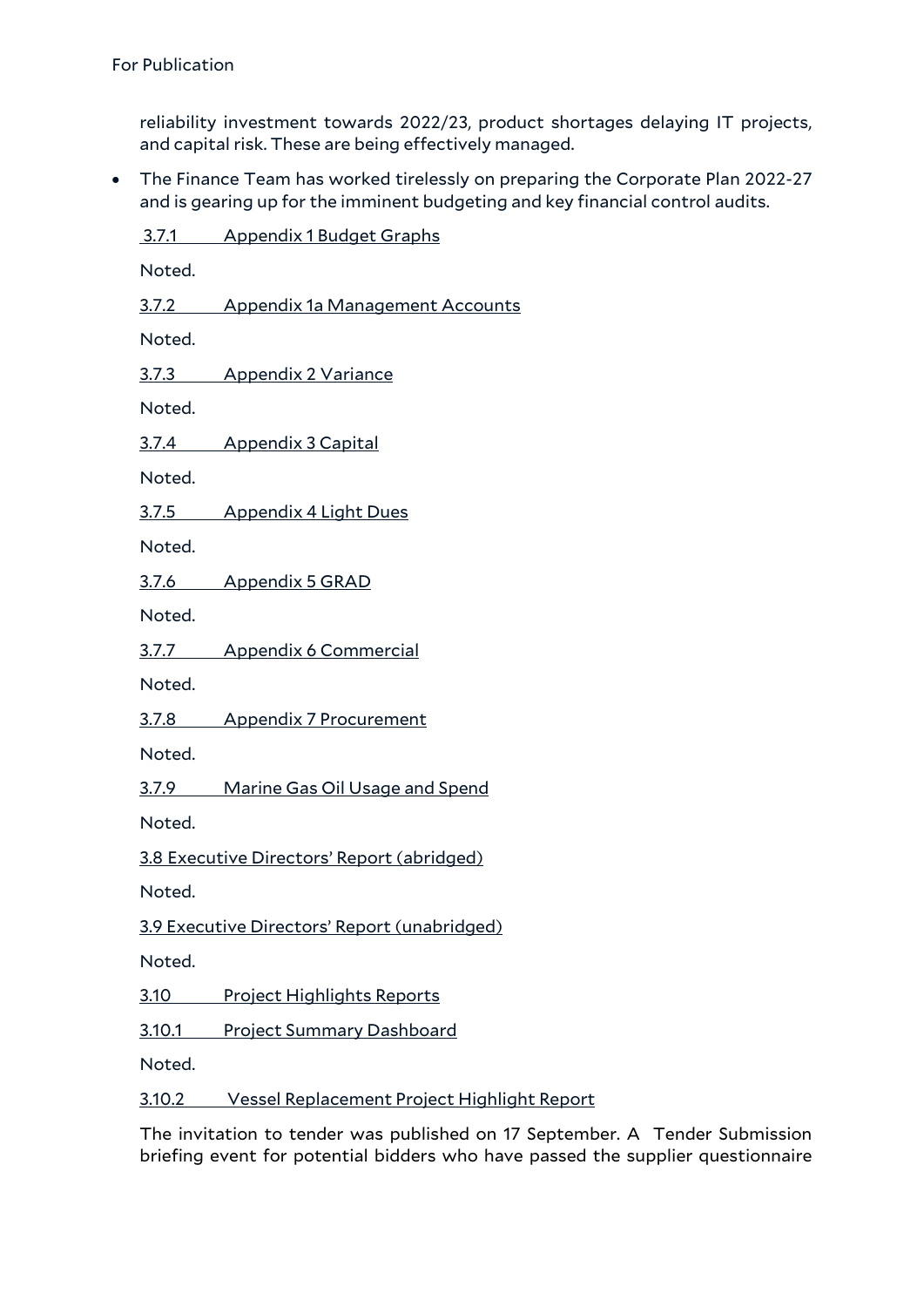reliability investment towards 2022/23, product shortages delaying IT projects, and capital risk. These are being effectively managed.

- The Finance Team has worked tirelessly on preparing the Corporate Plan 2022-27 and is gearing up for the imminent budgeting and key financial control audits.

3.7.1 Appendix 1 Budget Graphs

Noted.

3.7.2 Appendix 1a Management Accounts

Noted.

3.7.3 Appendix 2 Variance

Noted.

3.7.4 Appendix 3 Capital

Noted.

3.7.5 Appendix 4 Light Dues

Noted.

3.7.6 Appendix 5 GRAD

Noted.

3.7.7 Appendix 6 Commercial

Noted.

3.7.8 Appendix 7 Procurement

Noted.

3.7.9 Marine Gas Oil Usage and Spend

Noted.

3.8 Executive Directors' Report (abridged)

Noted.

3.9 Executive Directors' Report (unabridged)

Noted.

3.10 Project Highlights Reports

3.10.1 Project Summary Dashboard

Noted.

3.10.2 Vessel Replacement Project Highlight Report

The invitation to tender was published on 17 September. A Tender Submission briefing event for potential bidders who have passed the supplier questionnaire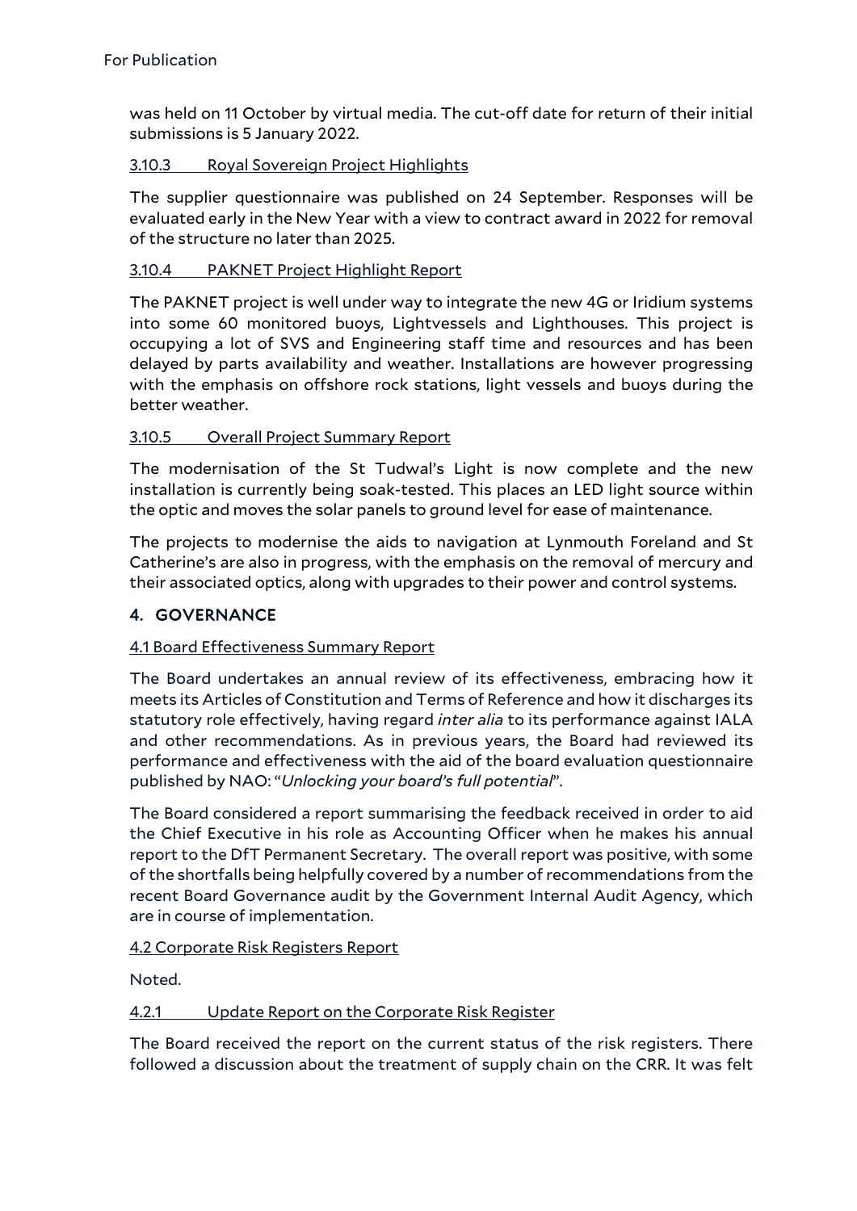was held on 11 October by virtual media. The cut-off date for return of their initial submissions is 5 January 2022.

3.10.3 Royal Sovereign Project Highlights

The supplier questionnaire was published on 24 September. Responses will be evaluated early in the New Year with a view to contract award in 2022 for removal of the structure no later than 2025.

3.10.4 PAKNET Project Highlight Report

The PAKNET project is well under way to integrate the new 4G or Iridium systems into some 60 monitored buoys, Lightvessels and Lighthouses. This project is occupying a lot of SVS and Engineering staff time and resources and has been delayed by parts availability and weather. Installations are however progressing with the emphasis on offshore rock stations, light vessels and buoys during the better weather.

3.10.5 Overall Project Summary Report

The modernisation of the St Tudwal's Light is now complete and the new installation is currently being soak-tested. This places an LED light source within the optic and moves the solar panels to ground level for ease of maintenance.

The projects to modernise the aids to navigation at Lynmouth Foreland and St Catherine's are also in progress, with the emphasis on the removal of mercury and their associated optics, along with upgrades to their power and control systems.

## 4. GOVERNANCE

4.1 Board Effectiveness Summary Report

The Board undertakes an annual review of its effectiveness, embracing how it meets its Articles of Constitution and Terms of Reference and how it discharges its statutory role effectively, having regard *inter alia* to its performance against IALA and other recommendations. As in previous years, the Board had reviewed its performance and effectiveness with the aid of the board evaluation questionnaire published by NAO: "*Unlocking your board's full potential*".

The Board considered a report summarising the feedback received in order to aid the Chief Executive in his role as Accounting Officer when he makes his annual report to the DfT Permanent Secretary. The overall report was positive, with some of the shortfalls being helpfully covered by a number of recommendations from the recent Board Governance audit by the Government Internal Audit Agency, which are in course of implementation.

4.2 Corporate Risk Registers Report

Noted.

4.2.1 Update Report on the Corporate Risk Register

The Board received the report on the current status of the risk registers. There followed a discussion about the treatment of supply chain on the CRR. It was felt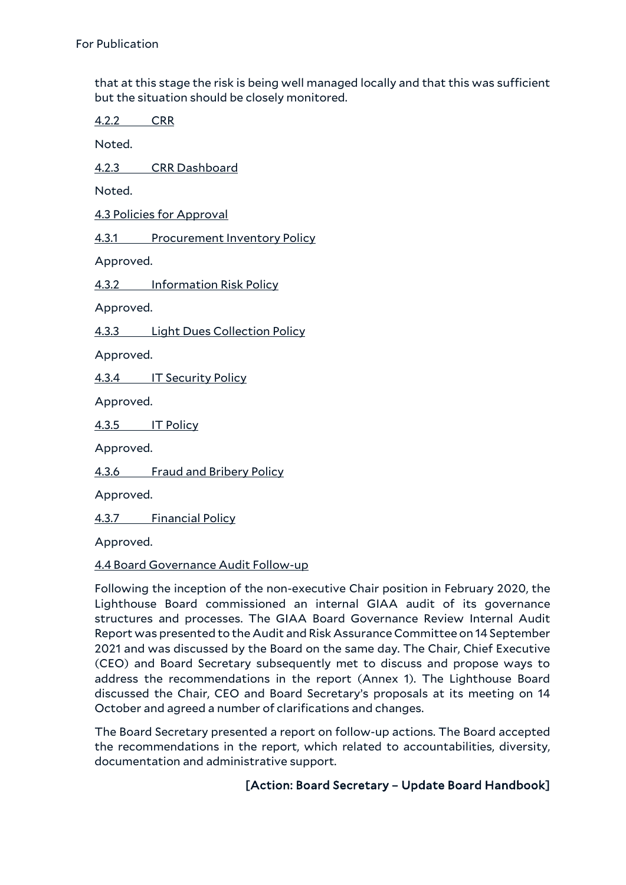that at this stage the risk is being well managed locally and that this was sufficient but the situation should be closely monitored.

4.2.2 CRR

Noted.

4.2.3 CRR Dashboard

Noted.

4.3 Policies for Approval

4.3.1 Procurement Inventory Policy

Approved.

4.3.2 Information Risk Policy

Approved.

4.3.3 Light Dues Collection Policy

Approved.

4.3.4 IT Security Policy

Approved.

4.3.5 IT Policy

Approved.

4.3.6 Fraud and Bribery Policy

Approved.

4.3.7 Financial Policy

Approved.

4.4 Board Governance Audit Follow-up

Following the inception of the non-executive Chair position in February 2020, the Lighthouse Board commissioned an internal GIAA audit of its governance structures and processes. The GIAA Board Governance Review Internal Audit Report was presented to the Audit and Risk Assurance Committee on 14 September 2021 and was discussed by the Board on the same day. The Chair, Chief Executive (CEO) and Board Secretary subsequently met to discuss and propose ways to address the recommendations in the report (Annex 1). The Lighthouse Board discussed the Chair, CEO and Board Secretary's proposals at its meeting on 14 October and agreed a number of clarifications and changes.

The Board Secretary presented a report on follow-up actions. The Board accepted the recommendations in the report, which related to accountabilities, diversity, documentation and administrative support.

**[Action: Board Secretary – Update Board Handbook]**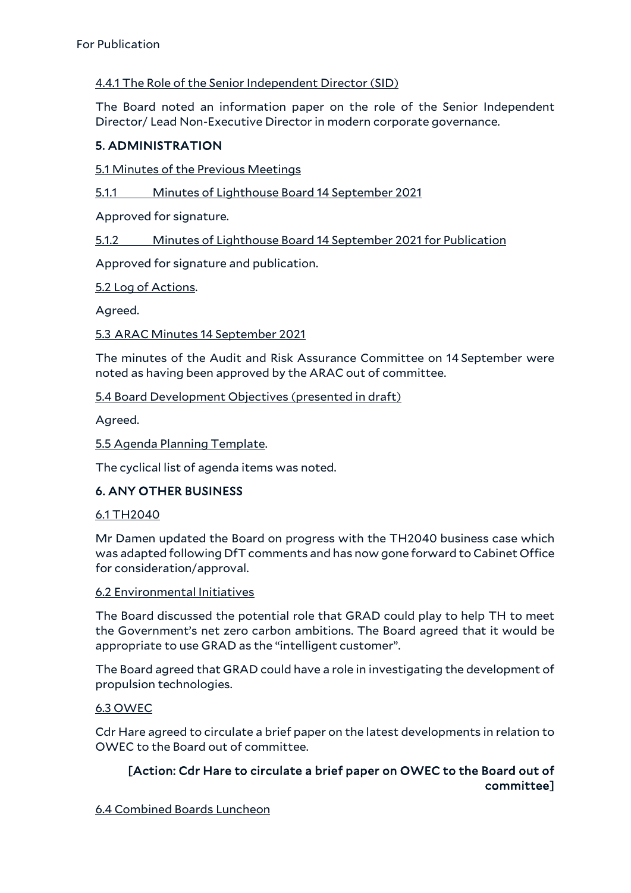4.4.1 The Role of the Senior Independent Director (SID)

The Board noted an information paper on the role of the Senior Independent Director/ Lead Non-Executive Director in modern corporate governance.

## 5. ADMINISTRATION

5.1 Minutes of the Previous Meetings

5.1.1 Minutes of Lighthouse Board 14 September 2021

Approved for signature.

5.1.2 Minutes of Lighthouse Board 14 September 2021 for Publication

Approved for signature and publication.

5.2 Log of Actions.

Agreed.

5.3 ARAC Minutes 14 September 2021

The minutes of the Audit and Risk Assurance Committee on 14 September were noted as having been approved by the ARAC out of committee.

5.4 Board Development Objectives (presented in draft)

Agreed.

5.5 Agenda Planning Template.

The cyclical list of agenda items was noted.

## 6. ANY OTHER BUSINESS

6.1 TH2040

Mr Damen updated the Board on progress with the TH2040 business case which was adapted following DfT comments and has now gone forward to Cabinet Office for consideration/approval.

6.2 Environmental Initiatives

The Board discussed the potential role that GRAD could play to help TH to meet the Government's net zero carbon ambitions. The Board agreed that it would be appropriate to use GRAD as the "intelligent customer".

The Board agreed that GRAD could have a role in investigating the development of propulsion technologies.

6.3 OWEC

Cdr Hare agreed to circulate a brief paper on the latest developments in relation to OWEC to the Board out of committee.

**[Action: Cdr Hare to circulate a brief paper on OWEC to the Board out of committee]**

6.4 Combined Boards Luncheon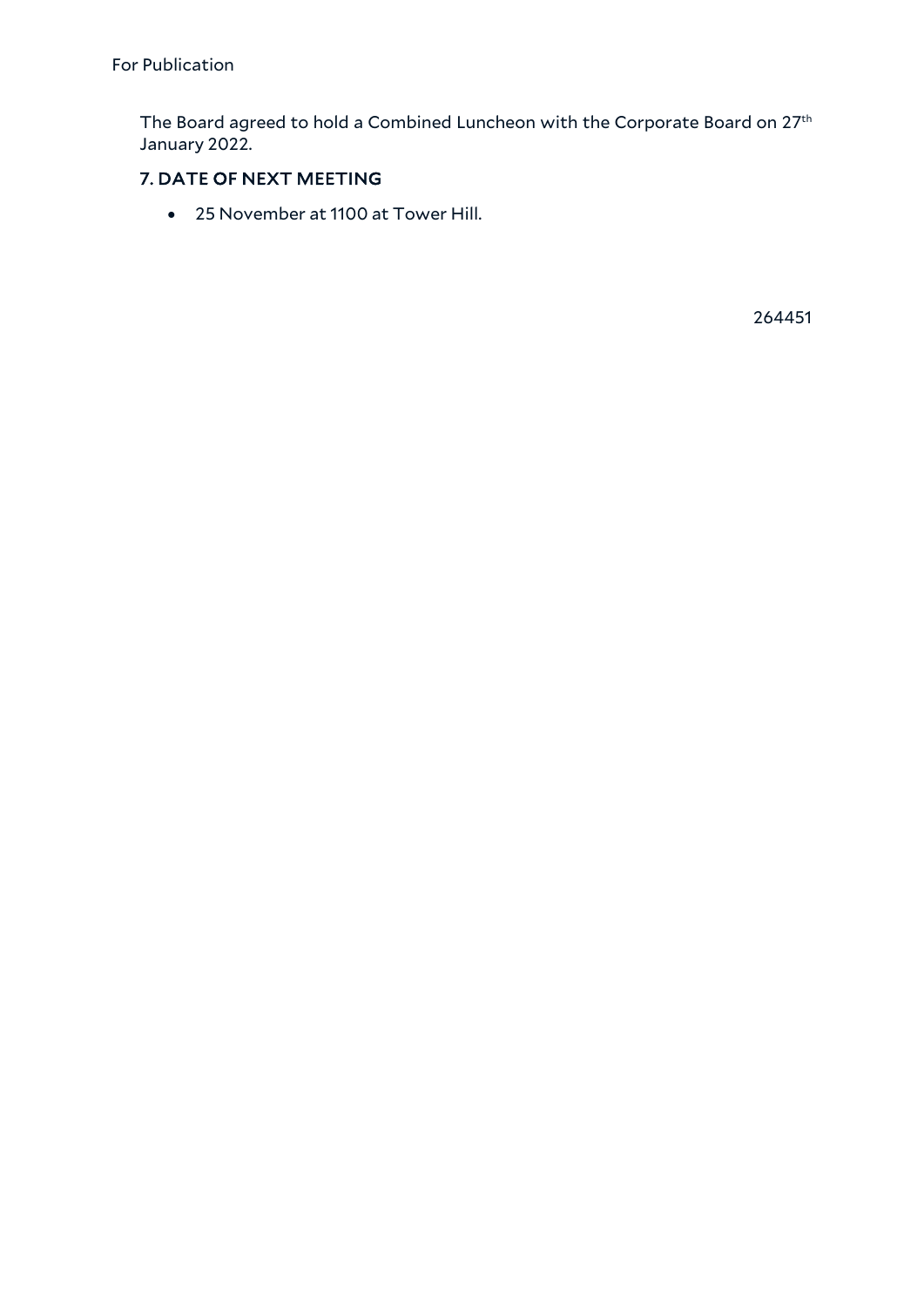The Board agreed to hold a Combined Luncheon with the Corporate Board on 27th January 2022.

## 7. DATE OF NEXT MEETING

- 25 November at 1100 at Tower Hill.

264451